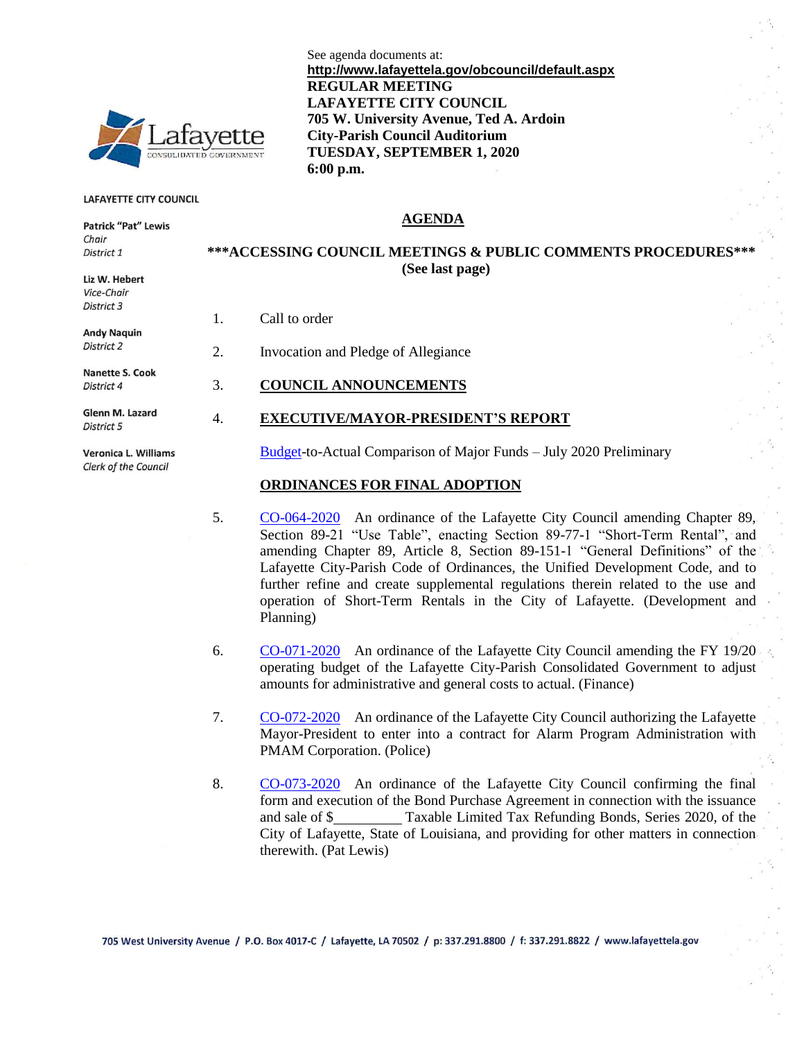See agenda documents at:
**http://www.lafayettela.gov/obcouncil/default.aspx**
**REGULAR MEETING**
**LAFAYETTE CITY COUNCIL**
**705 W. University Avenue, Ted A. Ardoin**
**City-Parish Council Auditorium**
**TUESDAY, SEPTEMBER 1, 2020**
**6:00 p.m.**

**LAFAYETTE CITY COUNCIL**

**Patrick "Pat" Lewis**
*Chair*
*District 1*

**Liz W. Hebert**
*Vice-Chair*
*District 3*

**Andy Naquin**
*District 2*

**Nanette S. Cook**
*District 4*

**Glenn M. Lazard**
*District 5*

**Veronica L. Williams**
*Clerk of the Council*

## AGENDA

**\*\*\*ACCESSING COUNCIL MEETINGS & PUBLIC COMMENTS PROCEDURES\*\*\***
**(See last page)**

1. Call to order

2. Invocation and Pledge of Allegiance

3. **COUNCIL ANNOUNCEMENTS**

4. **EXECUTIVE/MAYOR-PRESIDENT'S REPORT**

   Budget-to-Actual Comparison of Major Funds – July 2020 Preliminary

   **ORDINANCES FOR FINAL ADOPTION**

5. CO-064-2020 An ordinance of the Lafayette City Council amending Chapter 89, Section 89-21 "Use Table", enacting Section 89-77-1 "Short-Term Rental", and amending Chapter 89, Article 8, Section 89-151-1 "General Definitions" of the Lafayette City-Parish Code of Ordinances, the Unified Development Code, and to further refine and create supplemental regulations therein related to the use and operation of Short-Term Rentals in the City of Lafayette. (Development and Planning)

6. CO-071-2020 An ordinance of the Lafayette City Council amending the FY 19/20 operating budget of the Lafayette City-Parish Consolidated Government to adjust amounts for administrative and general costs to actual. (Finance)

7. CO-072-2020 An ordinance of the Lafayette City Council authorizing the Lafayette Mayor-President to enter into a contract for Alarm Program Administration with PMAM Corporation. (Police)

8. CO-073-2020 An ordinance of the Lafayette City Council confirming the final form and execution of the Bond Purchase Agreement in connection with the issuance and sale of $_________ Taxable Limited Tax Refunding Bonds, Series 2020, of the City of Lafayette, State of Louisiana, and providing for other matters in connection therewith. (Pat Lewis)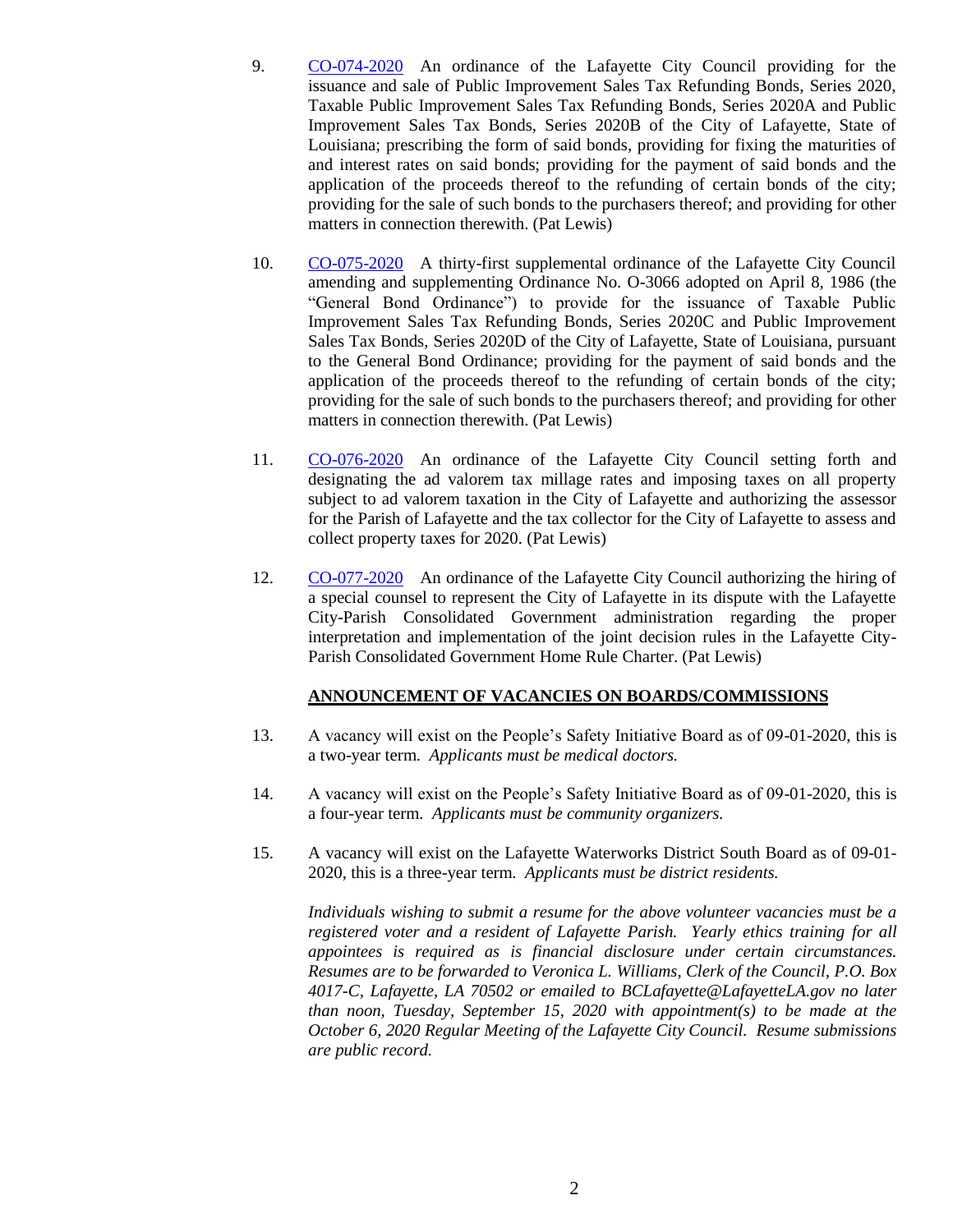9. CO-074-2020 An ordinance of the Lafayette City Council providing for the issuance and sale of Public Improvement Sales Tax Refunding Bonds, Series 2020, Taxable Public Improvement Sales Tax Refunding Bonds, Series 2020A and Public Improvement Sales Tax Bonds, Series 2020B of the City of Lafayette, State of Louisiana; prescribing the form of said bonds, providing for fixing the maturities of and interest rates on said bonds; providing for the payment of said bonds and the application of the proceeds thereof to the refunding of certain bonds of the city; providing for the sale of such bonds to the purchasers thereof; and providing for other matters in connection therewith. (Pat Lewis)

10. CO-075-2020 A thirty-first supplemental ordinance of the Lafayette City Council amending and supplementing Ordinance No. O-3066 adopted on April 8, 1986 (the "General Bond Ordinance") to provide for the issuance of Taxable Public Improvement Sales Tax Refunding Bonds, Series 2020C and Public Improvement Sales Tax Bonds, Series 2020D of the City of Lafayette, State of Louisiana, pursuant to the General Bond Ordinance; providing for the payment of said bonds and the application of the proceeds thereof to the refunding of certain bonds of the city; providing for the sale of such bonds to the purchasers thereof; and providing for other matters in connection therewith. (Pat Lewis)

11. CO-076-2020 An ordinance of the Lafayette City Council setting forth and designating the ad valorem tax millage rates and imposing taxes on all property subject to ad valorem taxation in the City of Lafayette and authorizing the assessor for the Parish of Lafayette and the tax collector for the City of Lafayette to assess and collect property taxes for 2020. (Pat Lewis)

12. CO-077-2020 An ordinance of the Lafayette City Council authorizing the hiring of a special counsel to represent the City of Lafayette in its dispute with the Lafayette City-Parish Consolidated Government administration regarding the proper interpretation and implementation of the joint decision rules in the Lafayette City-Parish Consolidated Government Home Rule Charter. (Pat Lewis)

**ANNOUNCEMENT OF VACANCIES ON BOARDS/COMMISSIONS**

13. A vacancy will exist on the People's Safety Initiative Board as of 09-01-2020, this is a two-year term. *Applicants must be medical doctors.*

14. A vacancy will exist on the People's Safety Initiative Board as of 09-01-2020, this is a four-year term. *Applicants must be community organizers.*

15. A vacancy will exist on the Lafayette Waterworks District South Board as of 09-01-2020, this is a three-year term. *Applicants must be district residents.*

*Individuals wishing to submit a resume for the above volunteer vacancies must be a registered voter and a resident of Lafayette Parish. Yearly ethics training for all appointees is required as is financial disclosure under certain circumstances. Resumes are to be forwarded to Veronica L. Williams, Clerk of the Council, P.O. Box 4017-C, Lafayette, LA 70502 or emailed to BCLafayette@LafayetteLA.gov no later than noon, Tuesday, September 15, 2020 with appointment(s) to be made at the October 6, 2020 Regular Meeting of the Lafayette City Council. Resume submissions are public record.*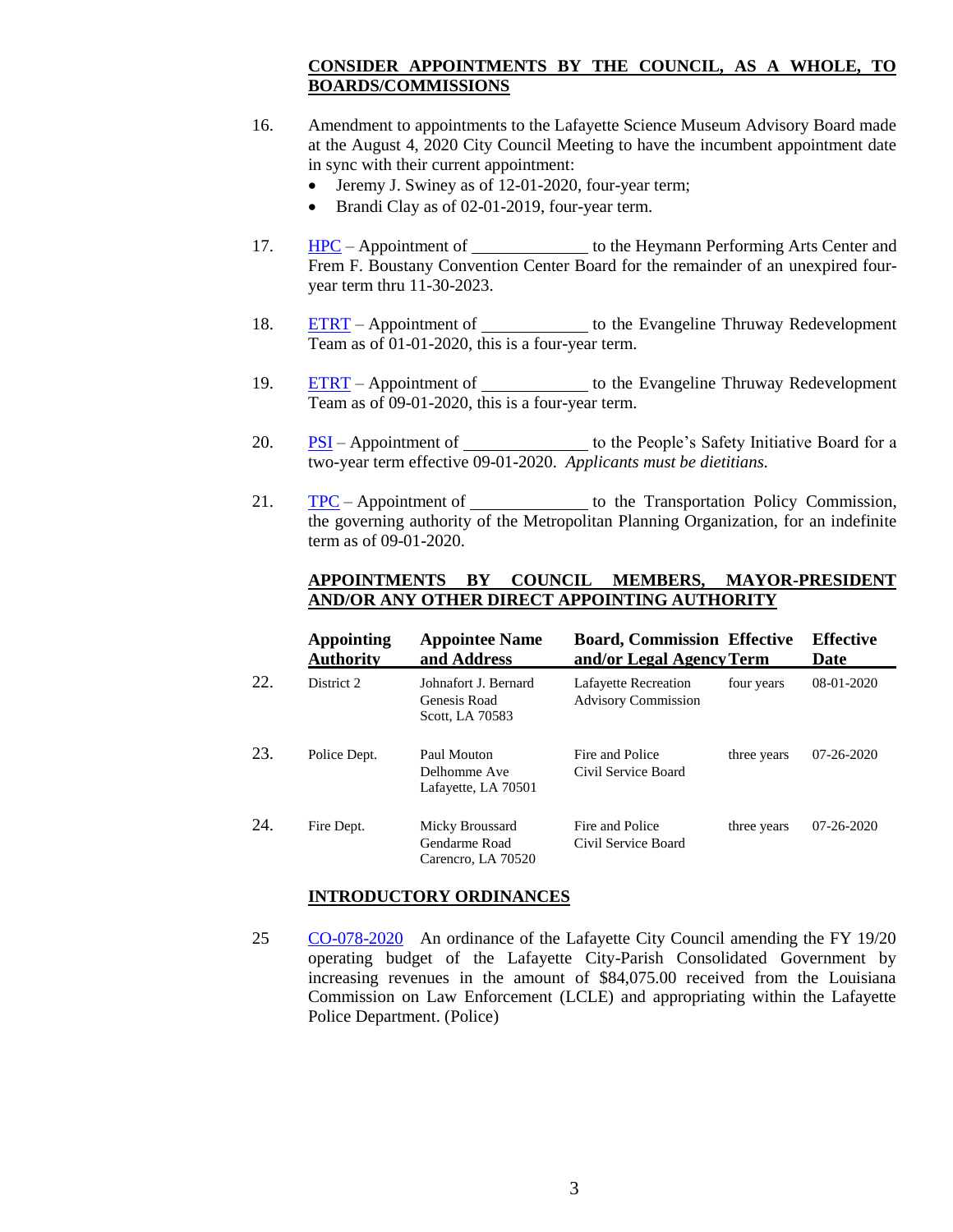**CONSIDER APPOINTMENTS BY THE COUNCIL, AS A WHOLE, TO BOARDS/COMMISSIONS**

16. Amendment to appointments to the Lafayette Science Museum Advisory Board made at the August 4, 2020 City Council Meeting to have the incumbent appointment date in sync with their current appointment:
    - Jeremy J. Swiney as of 12-01-2020, four-year term;
    - Brandi Clay as of 02-01-2019, four-year term.

17. HPC – Appointment of \_\_\_\_\_\_\_\_\_\_\_\_\_\_ to the Heymann Performing Arts Center and Frem F. Boustany Convention Center Board for the remainder of an unexpired four-year term thru 11-30-2023.

18. ETRT – Appointment of \_\_\_\_\_\_\_\_\_\_\_\_\_\_ to the Evangeline Thruway Redevelopment Team as of 01-01-2020, this is a four-year term.

19. ETRT – Appointment of \_\_\_\_\_\_\_\_\_\_\_\_\_\_ to the Evangeline Thruway Redevelopment Team as of 09-01-2020, this is a four-year term.

20. PSI – Appointment of \_\_\_\_\_\_\_\_\_\_\_\_\_\_ to the People's Safety Initiative Board for a two-year term effective 09-01-2020. *Applicants must be dietitians.*

21. TPC – Appointment of \_\_\_\_\_\_\_\_\_\_\_\_\_\_ to the Transportation Policy Commission, the governing authority of the Metropolitan Planning Organization, for an indefinite term as of 09-01-2020.

**APPOINTMENTS BY COUNCIL MEMBERS, MAYOR-PRESIDENT AND/OR ANY OTHER DIRECT APPOINTING AUTHORITY**

| | Appointing Authority | Appointee Name and Address | Board, Commission and/or Legal Agency | Effective Term | Effective Date |
|---|---|---|---|---|---|
| 22. | District 2 | Johnafort J. Bernard<br>Genesis Road<br>Scott, LA 70583 | Lafayette Recreation Advisory Commission | four years | 08-01-2020 |
| 23. | Police Dept. | Paul Mouton<br>Delhomme Ave<br>Lafayette, LA 70501 | Fire and Police Civil Service Board | three years | 07-26-2020 |
| 24. | Fire Dept. | Micky Broussard<br>Gendarme Road<br>Carencro, LA 70520 | Fire and Police Civil Service Board | three years | 07-26-2020 |

**INTRODUCTORY ORDINANCES**

25 CO-078-2020 An ordinance of the Lafayette City Council amending the FY 19/20 operating budget of the Lafayette City-Parish Consolidated Government by increasing revenues in the amount of $84,075.00 received from the Louisiana Commission on Law Enforcement (LCLE) and appropriating within the Lafayette Police Department. (Police)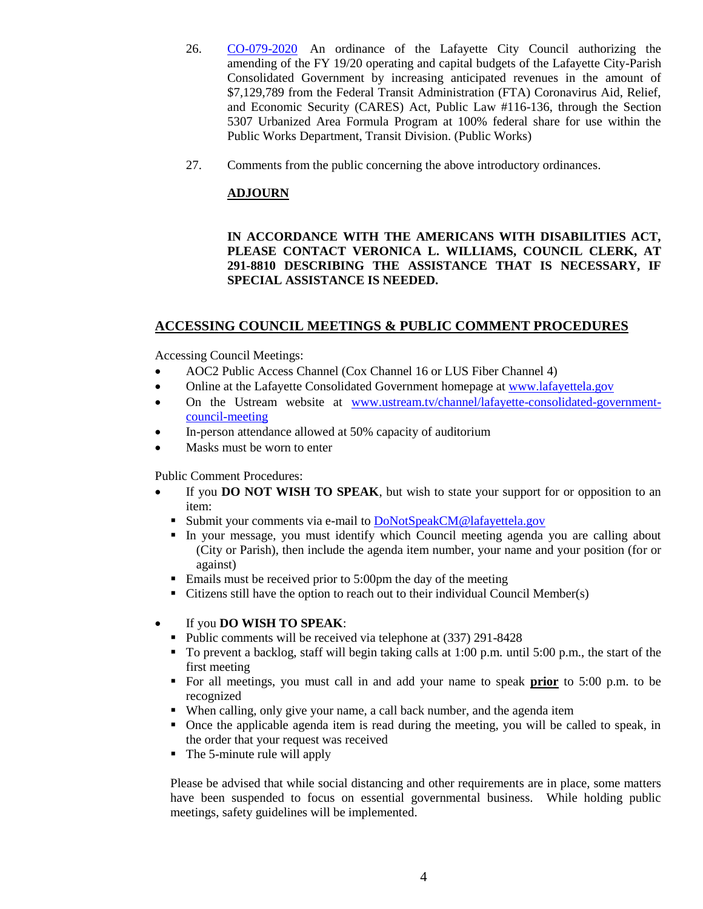26. [CO-079-2020](CO-079-2020) An ordinance of the Lafayette City Council authorizing the amending of the FY 19/20 operating and capital budgets of the Lafayette City-Parish Consolidated Government by increasing anticipated revenues in the amount of $7,129,789 from the Federal Transit Administration (FTA) Coronavirus Aid, Relief, and Economic Security (CARES) Act, Public Law #116-136, through the Section 5307 Urbanized Area Formula Program at 100% federal share for use within the Public Works Department, Transit Division. (Public Works)

27. Comments from the public concerning the above introductory ordinances.

**ADJOURN**

**IN ACCORDANCE WITH THE AMERICANS WITH DISABILITIES ACT, PLEASE CONTACT VERONICA L. WILLIAMS, COUNCIL CLERK, AT 291-8810 DESCRIBING THE ASSISTANCE THAT IS NECESSARY, IF SPECIAL ASSISTANCE IS NEEDED.**

## ACCESSING COUNCIL MEETINGS & PUBLIC COMMENT PROCEDURES

Accessing Council Meetings:

- AOC2 Public Access Channel (Cox Channel 16 or LUS Fiber Channel 4)
- Online at the Lafayette Consolidated Government homepage at www.lafayettela.gov
- On the Ustream website at www.ustream.tv/channel/lafayette-consolidated-government-council-meeting
- In-person attendance allowed at 50% capacity of auditorium
- Masks must be worn to enter

Public Comment Procedures:

- If you **DO NOT WISH TO SPEAK**, but wish to state your support for or opposition to an item:
  - Submit your comments via e-mail to DoNotSpeakCM@lafayettela.gov
  - In your message, you must identify which Council meeting agenda you are calling about (City or Parish), then include the agenda item number, your name and your position (for or against)
  - Emails must be received prior to 5:00pm the day of the meeting
  - Citizens still have the option to reach out to their individual Council Member(s)

- If you **DO WISH TO SPEAK**:
  - Public comments will be received via telephone at (337) 291-8428
  - To prevent a backlog, staff will begin taking calls at 1:00 p.m. until 5:00 p.m., the start of the first meeting
  - For all meetings, you must call in and add your name to speak **prior** to 5:00 p.m. to be recognized
  - When calling, only give your name, a call back number, and the agenda item
  - Once the applicable agenda item is read during the meeting, you will be called to speak, in the order that your request was received
  - The 5-minute rule will apply

Please be advised that while social distancing and other requirements are in place, some matters have been suspended to focus on essential governmental business. While holding public meetings, safety guidelines will be implemented.